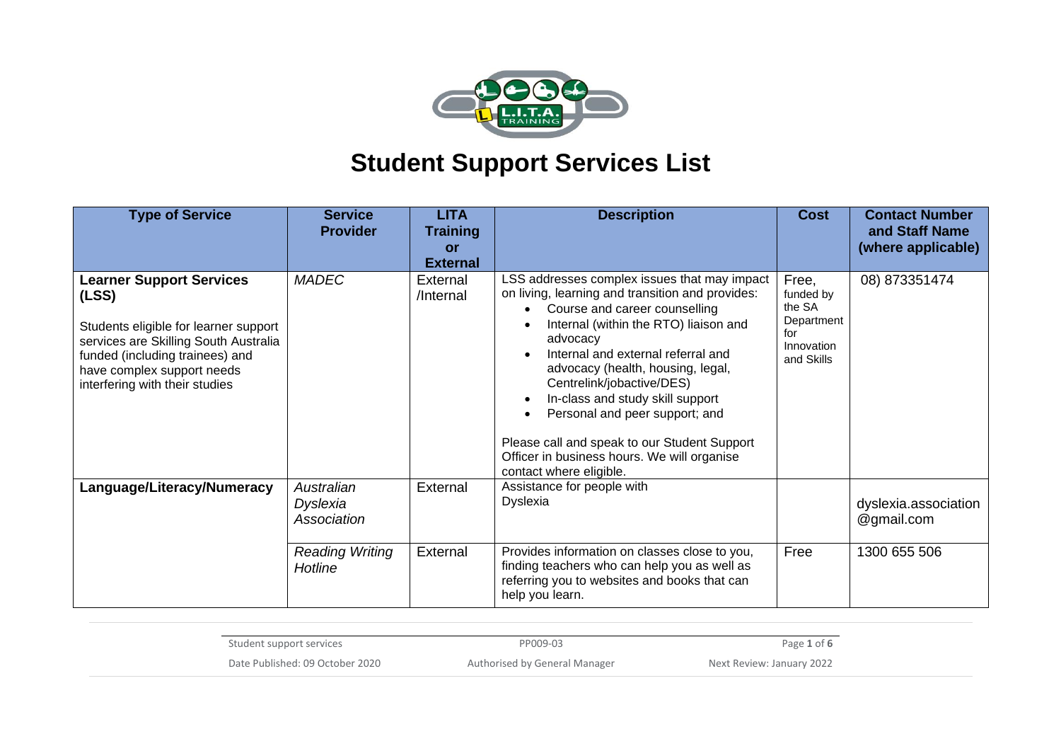# Student Support Services List

| Type of Service | Service Provider | LITA Training or External | Description | Cost | Contact Number and Staff Name (where applicable) |
|---|---|---|---|---|---|
| **Learner Support Services (LSS)**<br><br>Students eligible for learner support services are Skilling South Australia funded (including trainees) and have complex support needs interfering with their studies | *MADEC* | External /Internal | LSS addresses complex issues that may impact on living, learning and transition and provides:<br>• Course and career counselling<br>• Internal (within the RTO) liaison and advocacy<br>• Internal and external referral and advocacy (health, housing, legal, Centrelink/jobactive/DES)<br>• In-class and study skill support<br>• Personal and peer support; and<br><br>Please call and speak to our Student Support Officer in business hours. We will organise contact where eligible. | Free, funded by the SA Department for Innovation and Skills | 08) 873351474 |
| **Language/Literacy/Numeracy** | *Australian Dyslexia Association* | External | Assistance for people with Dyslexia | | dyslexia.association@gmail.com |
| | *Reading Writing Hotline* | External | Provides information on classes close to you, finding teachers who can help you as well as referring you to websites and books that can help you learn. | Free | 1300 655 506 |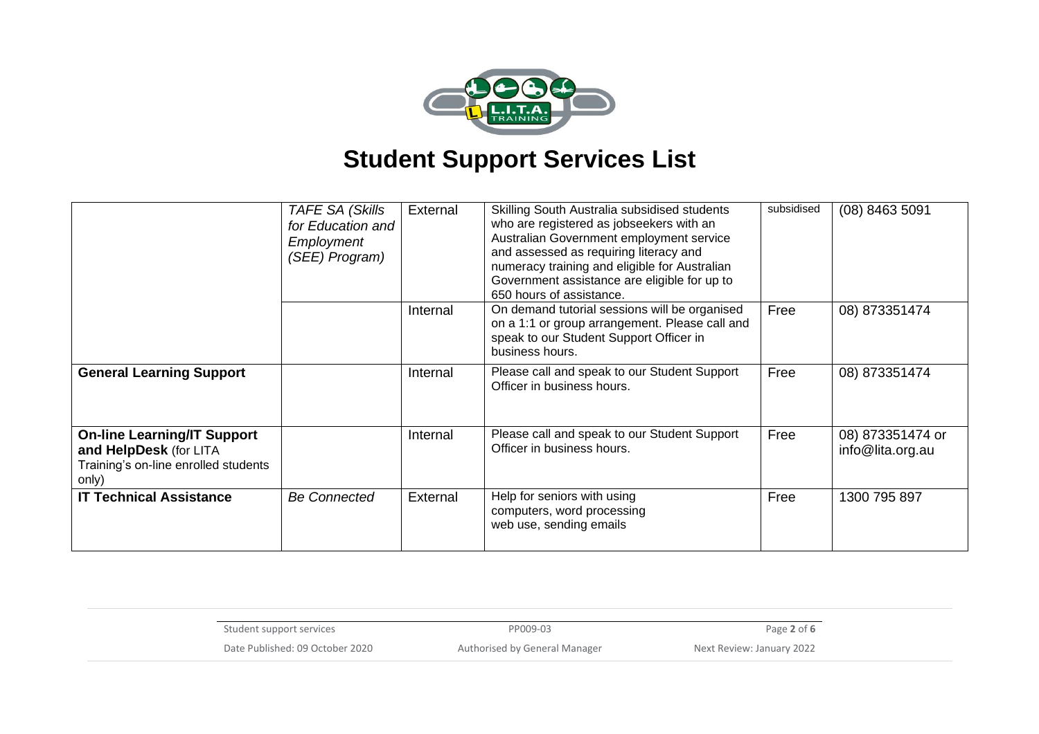# Student Support Services List

| | | | | | |
|---|---|---|---|---|---|
| | *TAFE SA (Skills for Education and Employment (SEE) Program)* | External | Skilling South Australia subsidised students who are registered as jobseekers with an Australian Government employment service and assessed as requiring literacy and numeracy training and eligible for Australian Government assistance are eligible for up to 650 hours of assistance. | subsidised | (08) 8463 5091 |
| | | Internal | On demand tutorial sessions will be organised on a 1:1 or group arrangement. Please call and speak to our Student Support Officer in business hours. | Free | 08) 873351474 |
| **General Learning Support** | | Internal | Please call and speak to our Student Support Officer in business hours. | Free | 08) 873351474 |
| **On-line Learning/IT Support and HelpDesk** (for LITA Training's on-line enrolled students only) | | Internal | Please call and speak to our Student Support Officer in business hours. | Free | 08) 873351474 or info@lita.org.au |
| **IT Technical Assistance** | *Be Connected* | External | Help for seniors with using computers, word processing web use, sending emails | Free | 1300 795 897 |

Student support services | PP009-03

Date Published: 09 October 2020 | Authorised by General Manager | Next Review: January 2022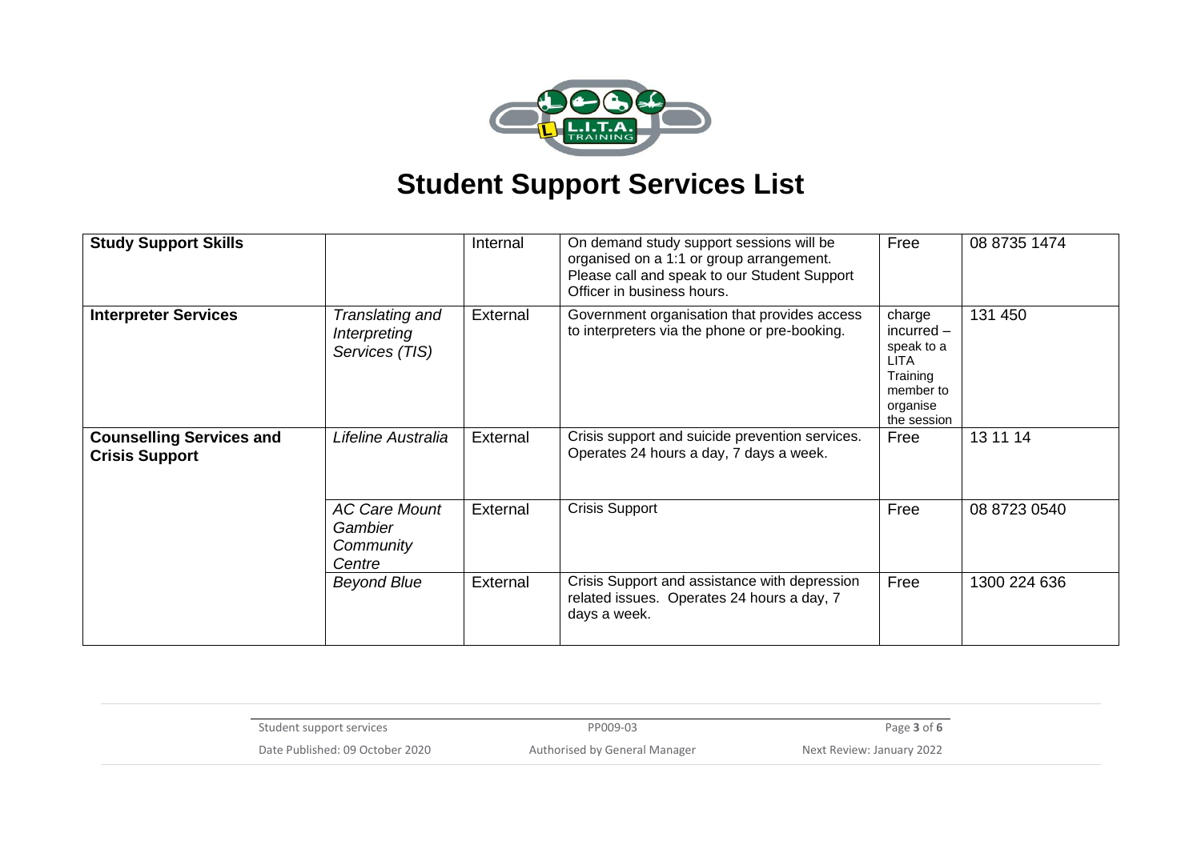# Student Support Services List

| | | | | | |
|---|---|---|---|---|---|
| **Study Support Skills** | | Internal | On demand study support sessions will be organised on a 1:1 or group arrangement. Please call and speak to our Student Support Officer in business hours. | Free | 08 8735 1474 |
| **Interpreter Services** | *Translating and Interpreting Services (TIS)* | External | Government organisation that provides access to interpreters via the phone or pre-booking. | charge incurred – speak to a LITA Training member to organise the session | 131 450 |
| **Counselling Services and Crisis Support** | *Lifeline Australia* | External | Crisis support and suicide prevention services. Operates 24 hours a day, 7 days a week. | Free | 13 11 14 |
| | *AC Care Mount Gambier Community Centre* | External | Crisis Support | Free | 08 8723 0540 |
| | *Beyond Blue* | External | Crisis Support and assistance with depression related issues. Operates 24 hours a day, 7 days a week. | Free | 1300 224 636 |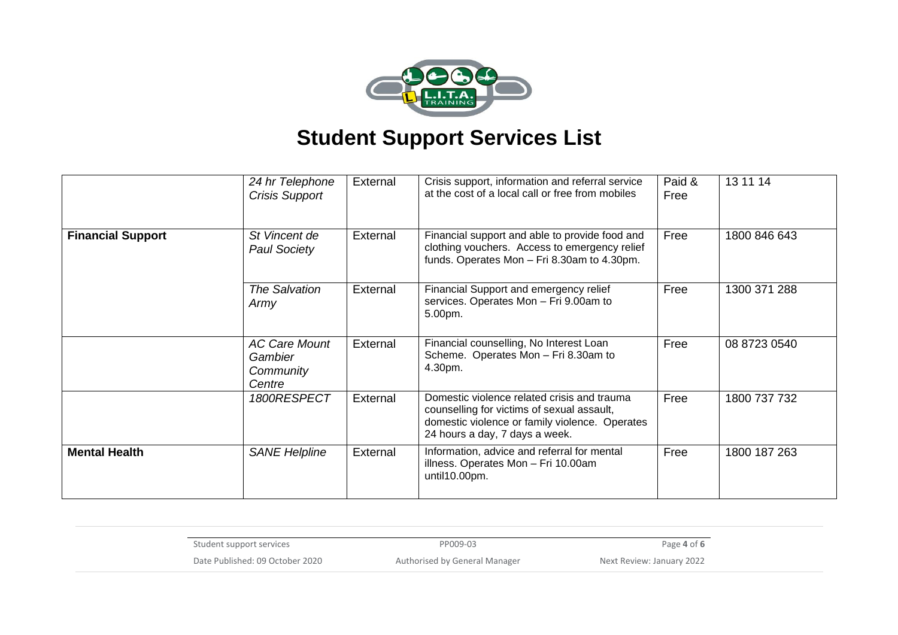# Student Support Services List

| | | | | | |
|---|---|---|---|---|---|
| | *24 hr Telephone Crisis Support* | External | Crisis support, information and referral service at the cost of a local call or free from mobiles | Paid & Free | 13 11 14 |
| **Financial Support** | *St Vincent de Paul Society* | External | Financial support and able to provide food and clothing vouchers. Access to emergency relief funds. Operates Mon – Fri 8.30am to 4.30pm. | Free | 1800 846 643 |
| | *The Salvation Army* | External | Financial Support and emergency relief services. Operates Mon – Fri 9.00am to 5.00pm. | Free | 1300 371 288 |
| | *AC Care Mount Gambier Community Centre* | External | Financial counselling, No Interest Loan Scheme. Operates Mon – Fri 8.30am to 4.30pm. | Free | 08 8723 0540 |
| | *1800RESPECT* | External | Domestic violence related crisis and trauma counselling for victims of sexual assault, domestic violence or family violence. Operates 24 hours a day, 7 days a week. | Free | 1800 737 732 |
| **Mental Health** | *SANE Helpline* | External | Information, advice and referral for mental illness. Operates Mon – Fri 10.00am until10.00pm. | Free | 1800 187 263 |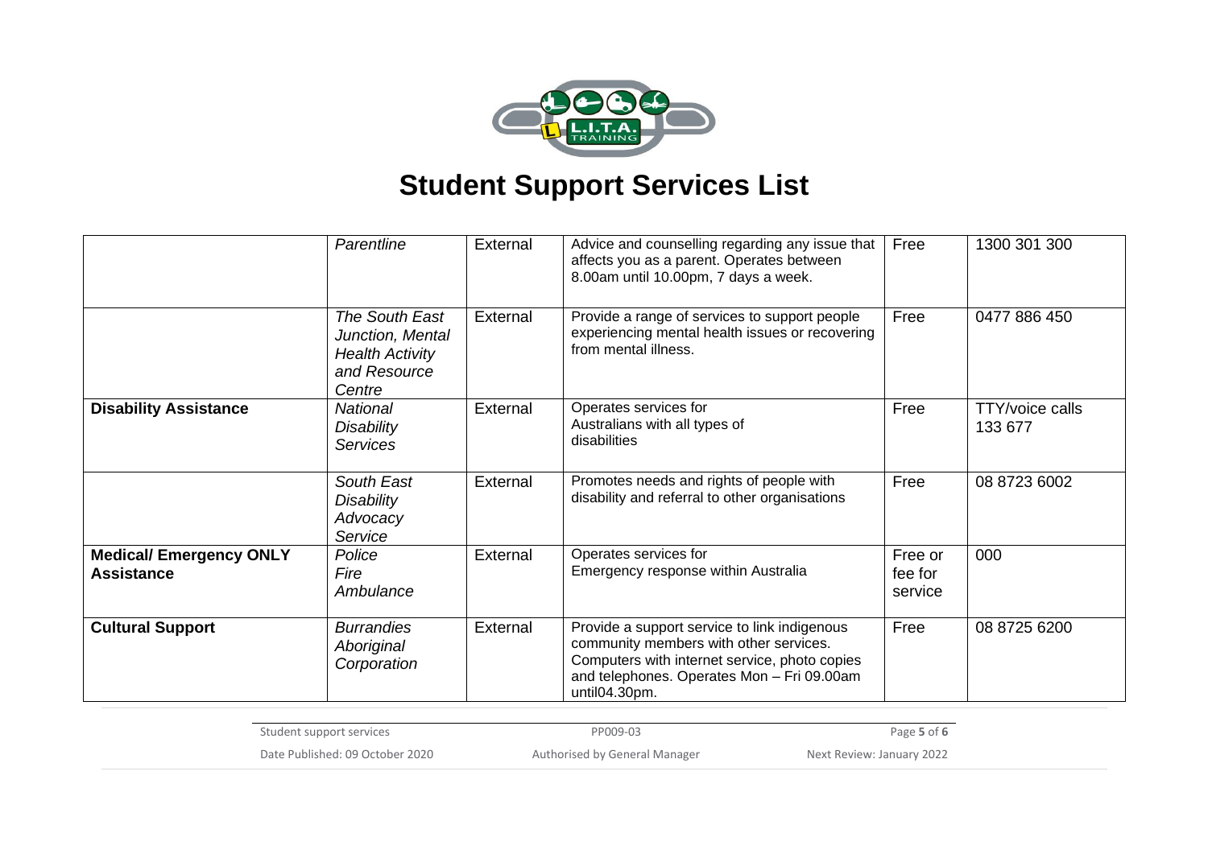# Student Support Services List

| | | | | | |
|---|---|---|---|---|---|
| | *Parentline* | External | Advice and counselling regarding any issue that affects you as a parent. Operates between 8.00am until 10.00pm, 7 days a week. | Free | 1300 301 300 |
| | *The South East Junction, Mental Health Activity and Resource Centre* | External | Provide a range of services to support people experiencing mental health issues or recovering from mental illness. | Free | 0477 886 450 |
| **Disability Assistance** | *National Disability Services* | External | Operates services for Australians with all types of disabilities | Free | TTY/voice calls 133 677 |
| | *South East Disability Advocacy Service* | External | Promotes needs and rights of people with disability and referral to other organisations | Free | 08 8723 6002 |
| **Medical/ Emergency ONLY Assistance** | *Police Fire Ambulance* | External | Operates services for Emergency response within Australia | Free or fee for service | 000 |
| **Cultural Support** | *Burrandies Aboriginal Corporation* | External | Provide a support service to link indigenous community members with other services. Computers with internet service, photo copies and telephones. Operates Mon – Fri 09.00am until04.30pm. | Free | 08 8725 6200 |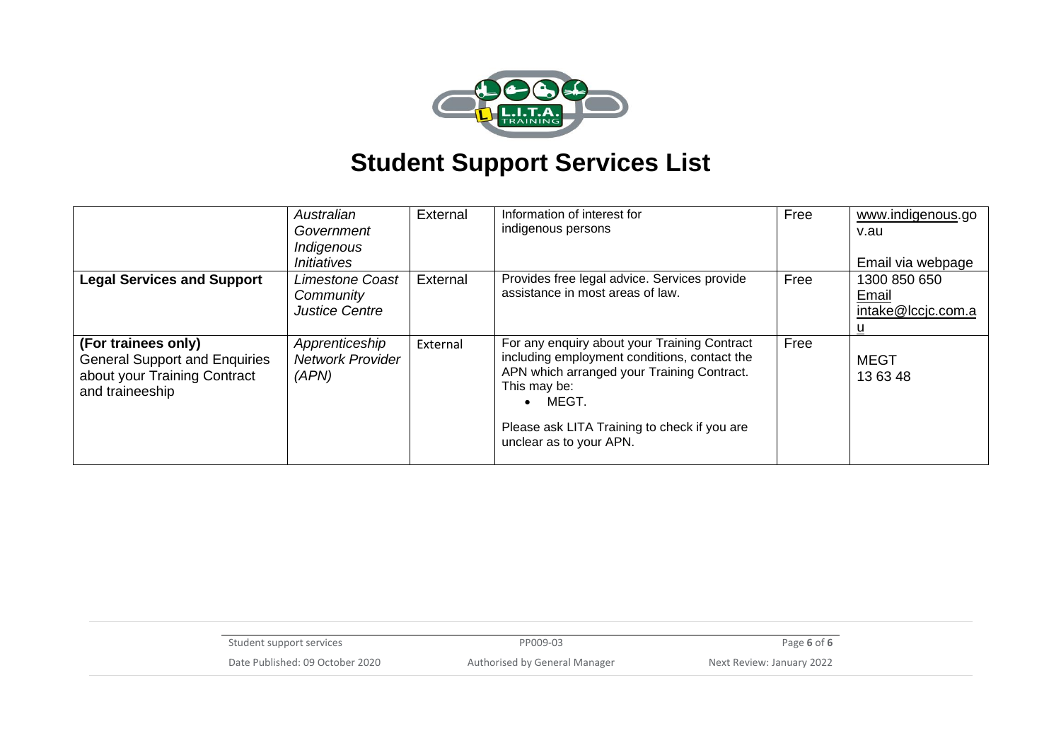# Student Support Services List

| | | | | | |
|---|---|---|---|---|---|
| | *Australian Government Indigenous Initiatives* | External | Information of interest for indigenous persons | Free | www.indigenous.gov.au<br><br>Email via webpage |
| **Legal Services and Support** | *Limestone Coast Community Justice Centre* | External | Provides free legal advice. Services provide assistance in most areas of law. | Free | 1300 850 650<br>Email<br>intake@lccjc.com.au |
| **(For trainees only)**<br>General Support and Enquiries about your Training Contract and traineeship | *Apprenticeship Network Provider (APN)* | External | For any enquiry about your Training Contract including employment conditions, contact the APN which arranged your Training Contract. This may be:<br>• MEGT.<br><br>Please ask LITA Training to check if you are unclear as to your APN. | Free | MEGT<br>13 63 48 |

Student support services | PP009-03
Date Published: 09 October 2020 | Authorised by General Manager | Next Review: January 2022